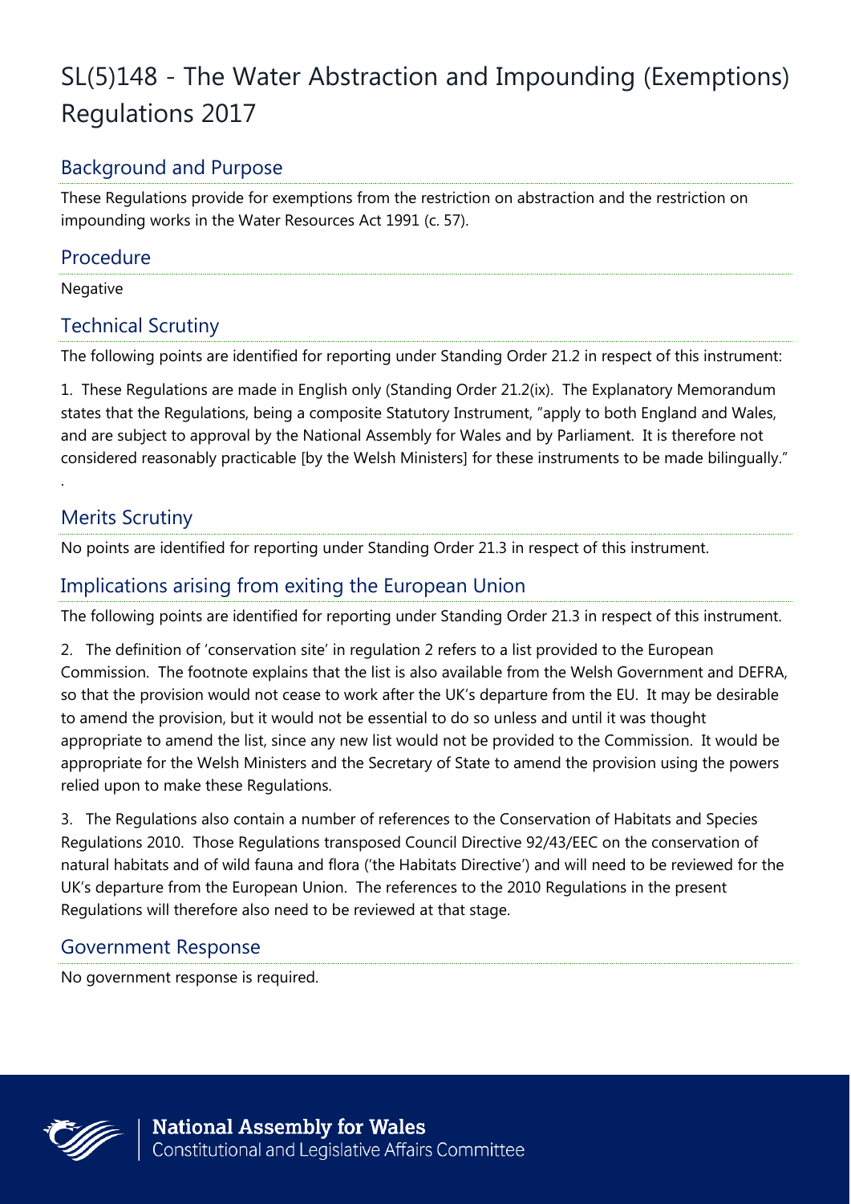# SL(5)148 - The Water Abstraction and Impounding (Exemptions) Regulations 2017

## Background and Purpose

These Regulations provide for exemptions from the restriction on abstraction and the restriction on impounding works in the Water Resources Act 1991 (c. 57).

## Procedure

Negative

## Technical Scrutiny

The following points are identified for reporting under Standing Order 21.2 in respect of this instrument:

1. These Regulations are made in English only (Standing Order 21.2(ix). The Explanatory Memorandum states that the Regulations, being a composite Statutory Instrument, "apply to both England and Wales, and are subject to approval by the National Assembly for Wales and by Parliament. It is therefore not considered reasonably practicable [by the Welsh Ministers] for these instruments to be made bilingually."

.

## Merits Scrutiny

No points are identified for reporting under Standing Order 21.3 in respect of this instrument.

## Implications arising from exiting the European Union

The following points are identified for reporting under Standing Order 21.3 in respect of this instrument.

2. The definition of 'conservation site' in regulation 2 refers to a list provided to the European Commission. The footnote explains that the list is also available from the Welsh Government and DEFRA, so that the provision would not cease to work after the UK's departure from the EU. It may be desirable to amend the provision, but it would not be essential to do so unless and until it was thought appropriate to amend the list, since any new list would not be provided to the Commission. It would be appropriate for the Welsh Ministers and the Secretary of State to amend the provision using the powers relied upon to make these Regulations.

3. The Regulations also contain a number of references to the Conservation of Habitats and Species Regulations 2010. Those Regulations transposed Council Directive 92/43/EEC on the conservation of natural habitats and of wild fauna and flora ('the Habitats Directive') and will need to be reviewed for the UK's departure from the European Union. The references to the 2010 Regulations in the present Regulations will therefore also need to be reviewed at that stage.

## Government Response

No government response is required.

**National Assembly for Wales**
Constitutional and Legislative Affairs Committee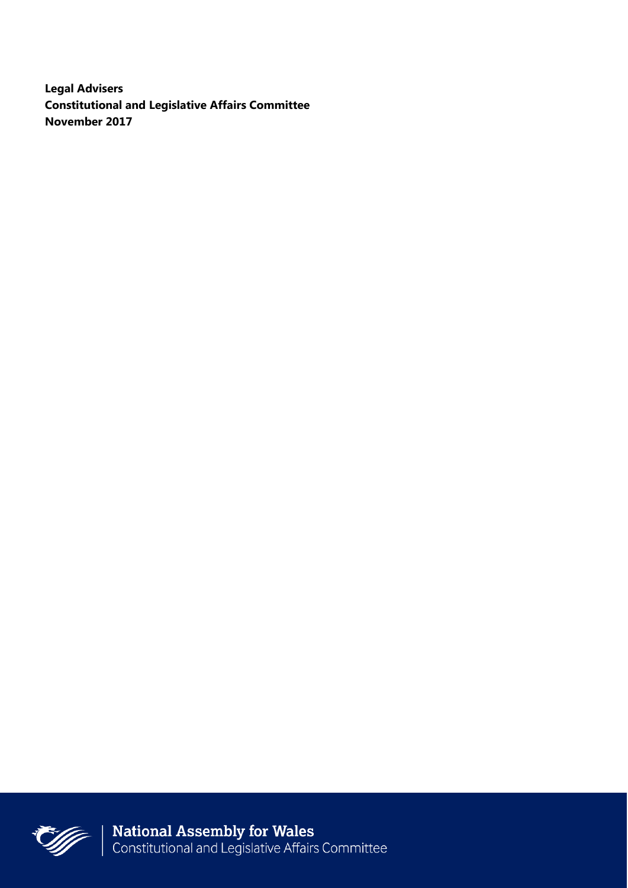**Legal Advisers**
**Constitutional and Legislative Affairs Committee**
**November 2017**

**National Assembly for Wales**
Constitutional and Legislative Affairs Committee